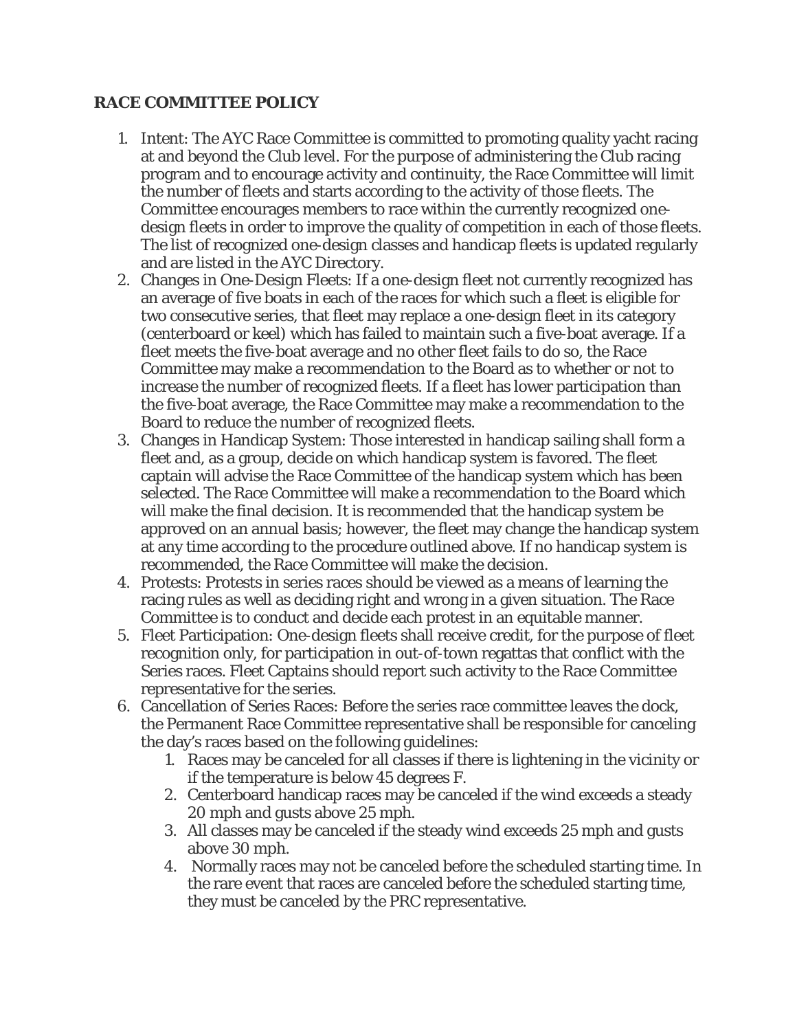## RACE COMMITTEE POLICY

1. Intent: The AYC Race Committee is committed to promoting quality yacht racing at and beyond the Club level. For the purpose of administering the Club racing program and to encourage activity and continuity, the Race Committee will limit the number of fleets and starts according to the activity of those fleets. The Committee encourages members to race within the currently recognized one-design fleets in order to improve the quality of competition in each of those fleets. The list of recognized one-design classes and handicap fleets is updated regularly and are listed in the AYC Directory.
2. Changes in One-Design Fleets: If a one-design fleet not currently recognized has an average of five boats in each of the races for which such a fleet is eligible for two consecutive series, that fleet may replace a one-design fleet in its category (centerboard or keel) which has failed to maintain such a five-boat average. If a fleet meets the five-boat average and no other fleet fails to do so, the Race Committee may make a recommendation to the Board as to whether or not to increase the number of recognized fleets. If a fleet has lower participation than the five-boat average, the Race Committee may make a recommendation to the Board to reduce the number of recognized fleets.
3. Changes in Handicap System: Those interested in handicap sailing shall form a fleet and, as a group, decide on which handicap system is favored. The fleet captain will advise the Race Committee of the handicap system which has been selected. The Race Committee will make a recommendation to the Board which will make the final decision. It is recommended that the handicap system be approved on an annual basis; however, the fleet may change the handicap system at any time according to the procedure outlined above. If no handicap system is recommended, the Race Committee will make the decision.
4. Protests: Protests in series races should be viewed as a means of learning the racing rules as well as deciding right and wrong in a given situation. The Race Committee is to conduct and decide each protest in an equitable manner.
5. Fleet Participation: One-design fleets shall receive credit, for the purpose of fleet recognition only, for participation in out-of-town regattas that conflict with the Series races. Fleet Captains should report such activity to the Race Committee representative for the series.
6. Cancellation of Series Races: Before the series race committee leaves the dock, the Permanent Race Committee representative shall be responsible for canceling the day's races based on the following guidelines:
    1. Races may be canceled for all classes if there is lightening in the vicinity or if the temperature is below 45 degrees F.
    2. Centerboard handicap races may be canceled if the wind exceeds a steady 20 mph and gusts above 25 mph.
    3. All classes may be canceled if the steady wind exceeds 25 mph and gusts above 30 mph.
    4. Normally races may not be canceled before the scheduled starting time. In the rare event that races are canceled before the scheduled starting time, they must be canceled by the PRC representative.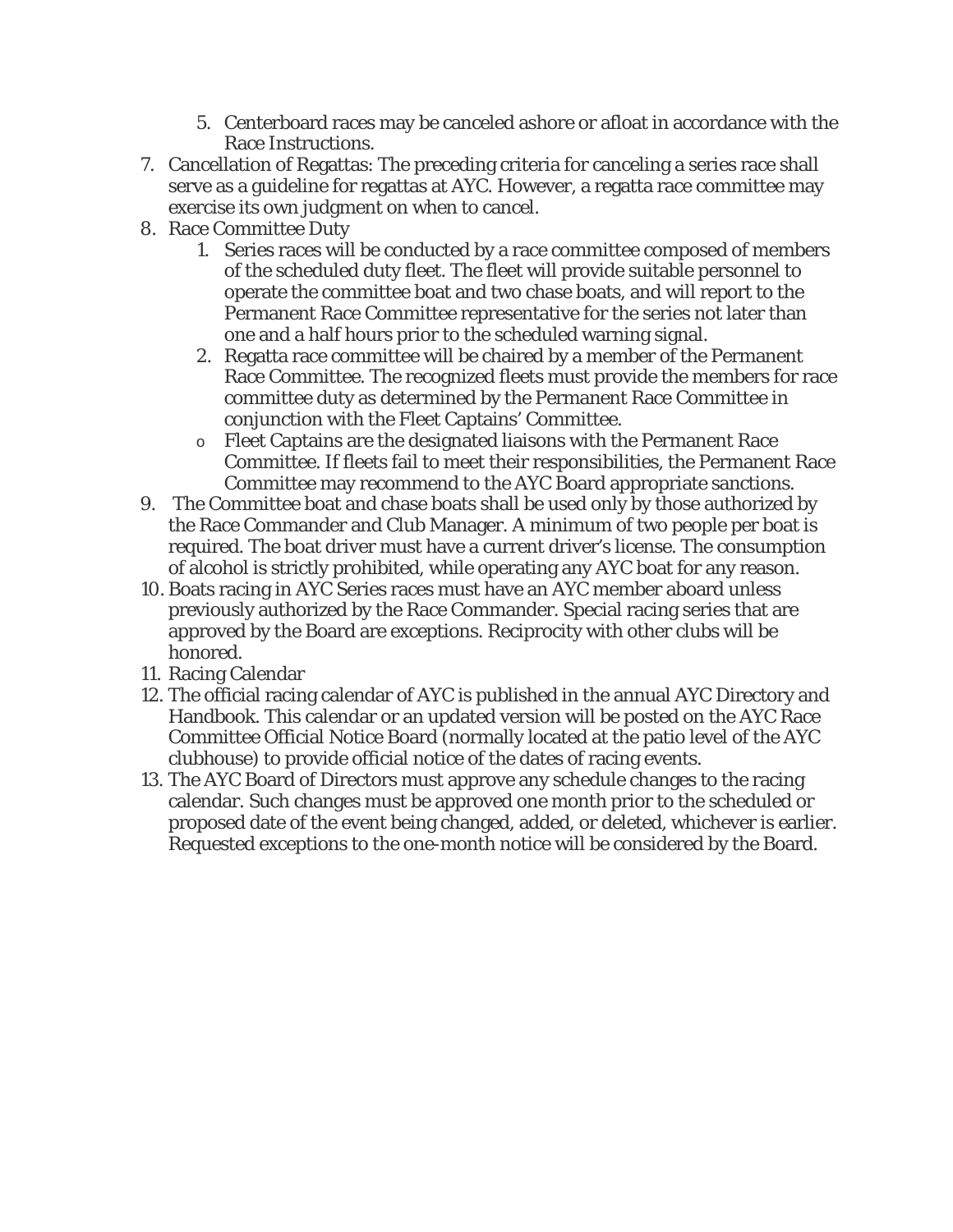5. Centerboard races may be canceled ashore or afloat in accordance with the Race Instructions.

7. Cancellation of Regattas: The preceding criteria for canceling a series race shall serve as a guideline for regattas at AYC. However, a regatta race committee may exercise its own judgment on when to cancel.
8. Race Committee Duty
   1. Series races will be conducted by a race committee composed of members of the scheduled duty fleet. The fleet will provide suitable personnel to operate the committee boat and two chase boats, and will report to the Permanent Race Committee representative for the series not later than one and a half hours prior to the scheduled warning signal.
   2. Regatta race committee will be chaired by a member of the Permanent Race Committee. The recognized fleets must provide the members for race committee duty as determined by the Permanent Race Committee in conjunction with the Fleet Captains' Committee.
   - Fleet Captains are the designated liaisons with the Permanent Race Committee. If fleets fail to meet their responsibilities, the Permanent Race Committee may recommend to the AYC Board appropriate sanctions.
9. The Committee boat and chase boats shall be used only by those authorized by the Race Commander and Club Manager. A minimum of two people per boat is required. The boat driver must have a current driver's license. The consumption of alcohol is strictly prohibited, while operating any AYC boat for any reason.
10. Boats racing in AYC Series races must have an AYC member aboard unless previously authorized by the Race Commander. Special racing series that are approved by the Board are exceptions. Reciprocity with other clubs will be honored.
11. Racing Calendar
12. The official racing calendar of AYC is published in the annual AYC Directory and Handbook. This calendar or an updated version will be posted on the AYC Race Committee Official Notice Board (normally located at the patio level of the AYC clubhouse) to provide official notice of the dates of racing events.
13. The AYC Board of Directors must approve any schedule changes to the racing calendar. Such changes must be approved one month prior to the scheduled or proposed date of the event being changed, added, or deleted, whichever is earlier. Requested exceptions to the one-month notice will be considered by the Board.